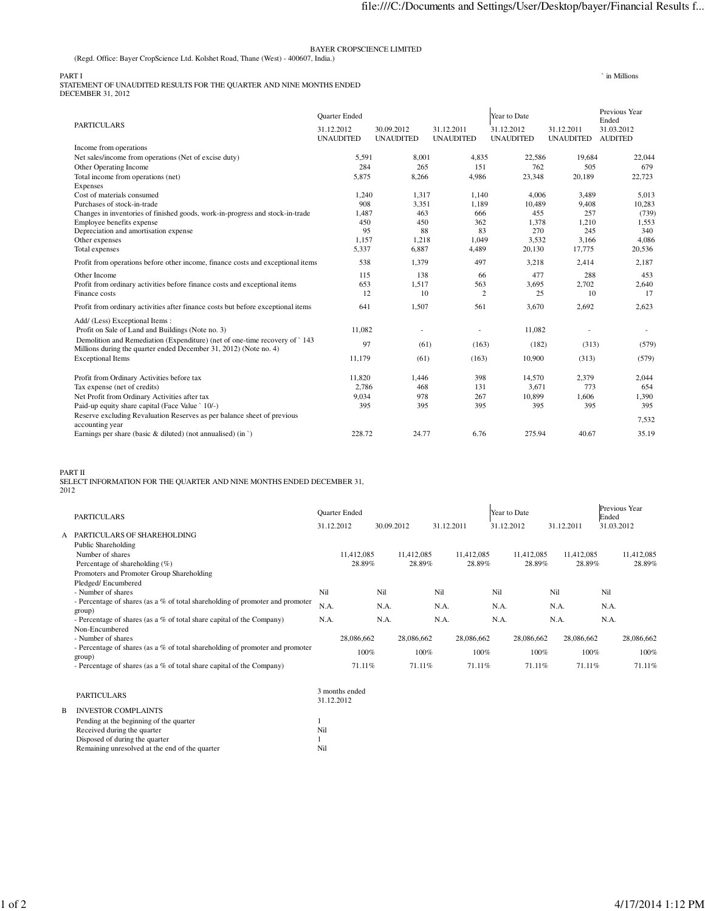BAYER CROPSCIENCE LIMITED

(Regd. Office: Bayer CropScience Ltd. Kolshet Road, Thane (West) - 400607, India.)

PART I

STATEMENT OF UNAUDITED RESULTS FOR THE QUARTER AND NINE MONTHS ENDED DECEMBER 31, 2012

` in Millions

| PARTICULARS | Quarter Ended | | | Year to Date | | Previous Year Ended |
|---|---|---|---|---|---|---|
| | 31.12.2012 UNAUDITED | 30.09.2012 UNAUDITED | 31.12.2011 UNAUDITED | 31.12.2012 UNAUDITED | 31.12.2011 UNAUDITED | 31.03.2012 AUDITED |
| Income from operations | | | | | | |
| Net sales/income from operations (Net of excise duty) | 5,591 | 8,001 | 4,835 | 22,586 | 19,684 | 22,044 |
| Other Operating Income | 284 | 265 | 151 | 762 | 505 | 679 |
| Total income from operations (net) | 5,875 | 8,266 | 4,986 | 23,348 | 20,189 | 22,723 |
| Expenses | | | | | | |
| Cost of materials consumed | 1,240 | 1,317 | 1,140 | 4,006 | 3,489 | 5,013 |
| Purchases of stock-in-trade | 908 | 3,351 | 1,189 | 10,489 | 9,408 | 10,283 |
| Changes in inventories of finished goods, work-in-progress and stock-in-trade | 1,487 | 463 | 666 | 455 | 257 | (739) |
| Employee benefits expense | 450 | 450 | 362 | 1,378 | 1,210 | 1,553 |
| Depreciation and amortisation expense | 95 | 88 | 83 | 270 | 245 | 340 |
| Other expenses | 1,157 | 1,218 | 1,049 | 3,532 | 3,166 | 4,086 |
| Total expenses | 5,337 | 6,887 | 4,489 | 20,130 | 17,775 | 20,536 |
| Profit from operations before other income, finance costs and exceptional items | 538 | 1,379 | 497 | 3,218 | 2,414 | 2,187 |
| Other Income | 115 | 138 | 66 | 477 | 288 | 453 |
| Profit from ordinary activities before finance costs and exceptional items | 653 | 1,517 | 563 | 3,695 | 2,702 | 2,640 |
| Finance costs | 12 | 10 | 2 | 25 | 10 | 17 |
| Profit from ordinary activities after finance costs but before exceptional items | 641 | 1,507 | 561 | 3,670 | 2,692 | 2,623 |
| Add/ (Less) Exceptional Items : | | | | | | |
| Profit on Sale of Land and Buildings (Note no. 3) | 11,082 | - | - | 11,082 | - | - |
| Demolition and Remediation (Expenditure) (net of one-time recovery of ` 143 Millions during the quarter ended December 31, 2012) (Note no. 4) | 97 | (61) | (163) | (182) | (313) | (579) |
| Exceptional Items | 11,179 | (61) | (163) | 10,900 | (313) | (579) |
| Profit from Ordinary Activities before tax | 11,820 | 1,446 | 398 | 14,570 | 2,379 | 2,044 |
| Tax expense (net of credits) | 2,786 | 468 | 131 | 3,671 | 773 | 654 |
| Net Profit from Ordinary Activities after tax | 9,034 | 978 | 267 | 10,899 | 1,606 | 1,390 |
| Paid-up equity share capital (Face Value ` 10/-) | 395 | 395 | 395 | 395 | 395 | 395 |
| Reserve excluding Revaluation Reserves as per balance sheet of previous accounting year | | | | | | 7,532 |
| Earnings per share (basic & diluted) (not annualised) (in `) | 228.72 | 24.77 | 6.76 | 275.94 | 40.67 | 35.19 |

PART II

SELECT INFORMATION FOR THE QUARTER AND NINE MONTHS ENDED DECEMBER 31, 2012

| | PARTICULARS | Quarter Ended | | | Year to Date | | Previous Year Ended |
|---|---|---|---|---|---|---|---|
| | | 31.12.2012 | 30.09.2012 | 31.12.2011 | 31.12.2012 | 31.12.2011 | 31.03.2012 |
| A | PARTICULARS OF SHAREHOLDING | | | | | | |
| | Public Shareholding | | | | | | |
| | Number of shares | 11,412,085 | 11,412,085 | 11,412,085 | 11,412,085 | 11,412,085 | 11,412,085 |
| | Percentage of shareholding (%) | 28.89% | 28.89% | 28.89% | 28.89% | 28.89% | 28.89% |
| | Promoters and Promoter Group Shareholding | | | | | | |
| | Pledged/ Encumbered | | | | | | |
| | - Number of shares | Nil | Nil | Nil | Nil | Nil | Nil |
| | - Percentage of shares (as a % of total shareholding of promoter and promoter group) | N.A. | N.A. | N.A. | N.A. | N.A. | N.A. |
| | - Percentage of shares (as a % of total share capital of the Company) | N.A. | N.A. | N.A. | N.A. | N.A. | N.A. |
| | Non-Encumbered | | | | | | |
| | - Number of shares | 28,086,662 | 28,086,662 | 28,086,662 | 28,086,662 | 28,086,662 | 28,086,662 |
| | - Percentage of shares (as a % of total shareholding of promoter and promoter group) | 100% | 100% | 100% | 100% | 100% | 100% |
| | - Percentage of shares (as a % of total share capital of the Company) | 71.11% | 71.11% | 71.11% | 71.11% | 71.11% | 71.11% |

| | PARTICULARS | 3 months ended 31.12.2012 |
|---|---|---|
| B | INVESTOR COMPLAINTS | |
| | Pending at the beginning of the quarter | 1 |
| | Received during the quarter | Nil |
| | Disposed of during the quarter | 1 |
| | Remaining unresolved at the end of the quarter | Nil |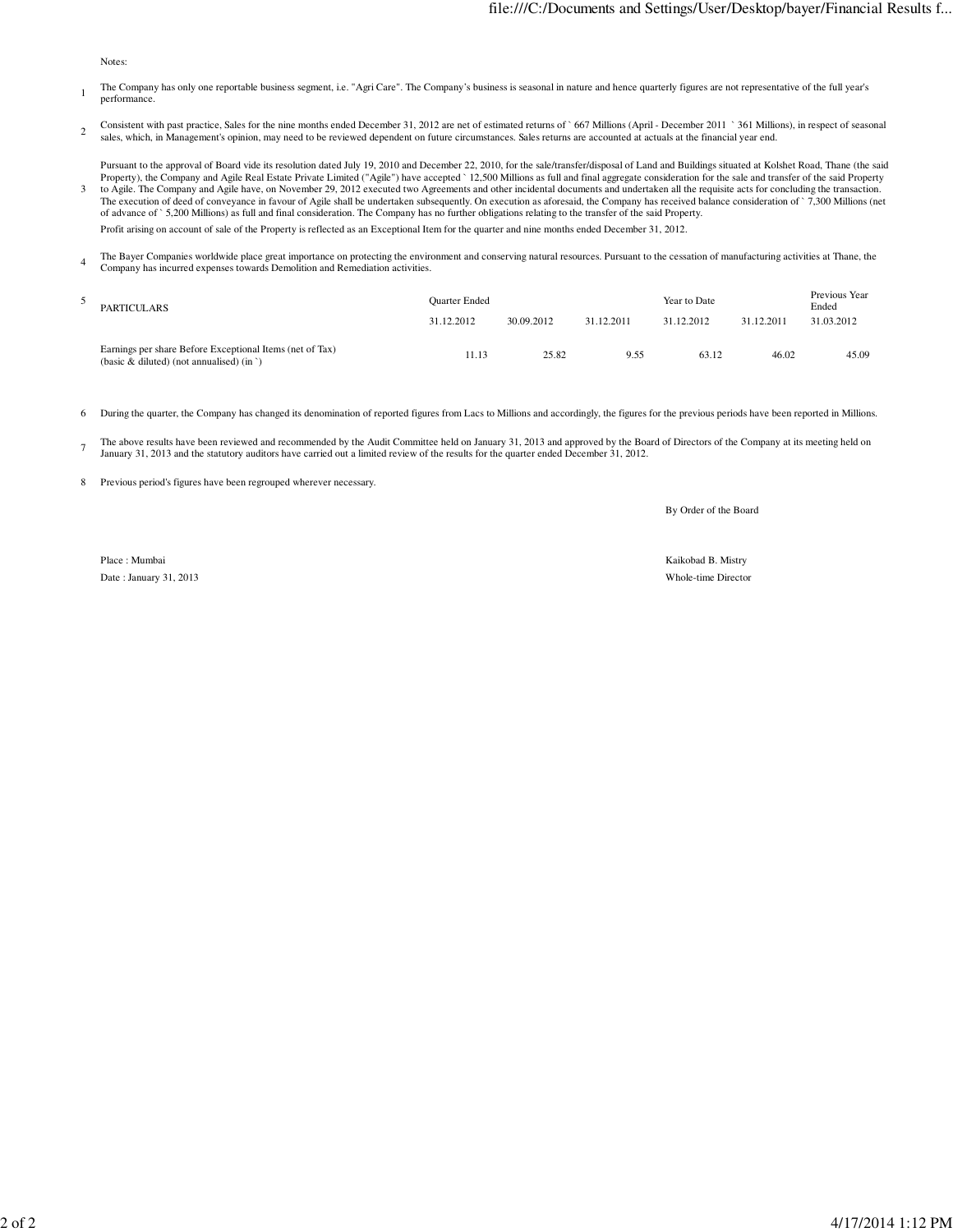Notes:

1. The Company has only one reportable business segment, i.e. "Agri Care". The Company's business is seasonal in nature and hence quarterly figures are not representative of the full year's performance.

2. Consistent with past practice, Sales for the nine months ended December 31, 2012 are net of estimated returns of ` 667 Millions (April - December 2011 ` 361 Millions), in respect of seasonal sales, which, in Management's opinion, may need to be reviewed dependent on future circumstances. Sales returns are accounted at actuals at the financial year end.

3. Pursuant to the approval of Board vide its resolution dated July 19, 2010 and December 22, 2010, for the sale/transfer/disposal of Land and Buildings situated at Kolshet Road, Thane (the said Property), the Company and Agile Real Estate Private Limited ("Agile") have accepted ` 12,500 Millions as full and final aggregate consideration for the sale and transfer of the said Property to Agile. The Company and Agile have, on November 29, 2012 executed two Agreements and other incidental documents and undertaken all the requisite acts for concluding the transaction. The execution of deed of conveyance in favour of Agile shall be undertaken subsequently. On execution as aforesaid, the Company has received balance consideration of ` 7,300 Millions (net of advance of ` 5,200 Millions) as full and final consideration. The Company has no further obligations relating to the transfer of the said Property.

   Profit arising on account of sale of the Property is reflected as an Exceptional Item for the quarter and nine months ended December 31, 2012.

4. The Bayer Companies worldwide place great importance on protecting the environment and conserving natural resources. Pursuant to the cessation of manufacturing activities at Thane, the Company has incurred expenses towards Demolition and Remediation activities.

5.

| PARTICULARS | Quarter Ended | | | Year to Date | | Previous Year Ended |
|---|---|---|---|---|---|---|
| | 31.12.2012 | 30.09.2012 | 31.12.2011 | 31.12.2012 | 31.12.2011 | 31.03.2012 |
| Earnings per share Before Exceptional Items (net of Tax) (basic & diluted) (not annualised) (in `) | 11.13 | 25.82 | 9.55 | 63.12 | 46.02 | 45.09 |

6. During the quarter, the Company has changed its denomination of reported figures from Lacs to Millions and accordingly, the figures for the previous periods have been reported in Millions.

7. The above results have been reviewed and recommended by the Audit Committee held on January 31, 2013 and approved by the Board of Directors of the Company at its meeting held on January 31, 2013 and the statutory auditors have carried out a limited review of the results for the quarter ended December 31, 2012.

8. Previous period's figures have been regrouped wherever necessary.

By Order of the Board

Place : Mumbai

Date : January 31, 2013

Kaikobad B. Mistry

Whole-time Director